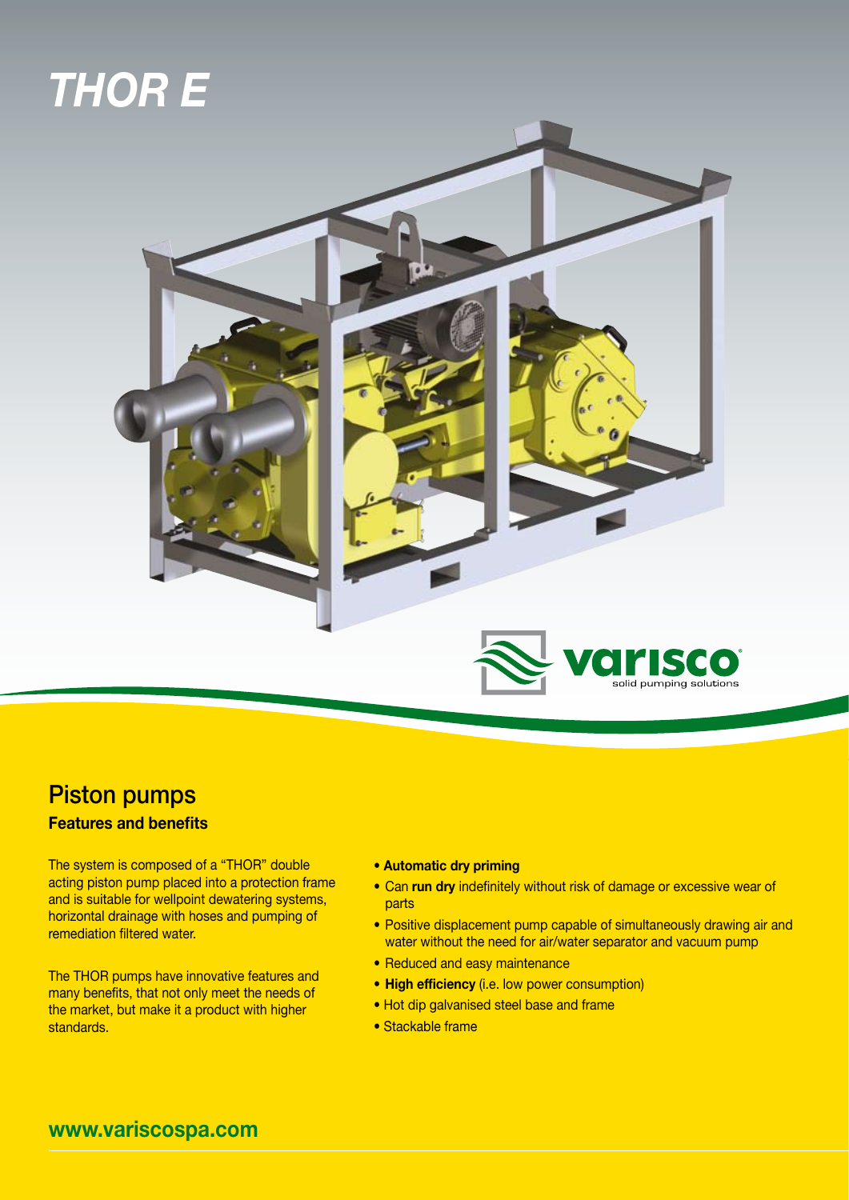# THOR E

varisco
solid pumping solutions

## Piston pumps

### Features and benefits

The system is composed of a "THOR" double acting piston pump placed into a protection frame and is suitable for wellpoint dewatering systems, horizontal drainage with hoses and pumping of remediation filtered water.

The THOR pumps have innovative features and many benefits, that not only meet the needs of the market, but make it a product with higher standards.

- **Automatic dry priming**
- Can **run dry** indefinitely without risk of damage or excessive wear of parts
- Positive displacement pump capable of simultaneously drawing air and water without the need for air/water separator and vacuum pump
- Reduced and easy maintenance
- **High efficiency** (i.e. low power consumption)
- Hot dip galvanised steel base and frame
- Stackable frame

**www.variscospa.com**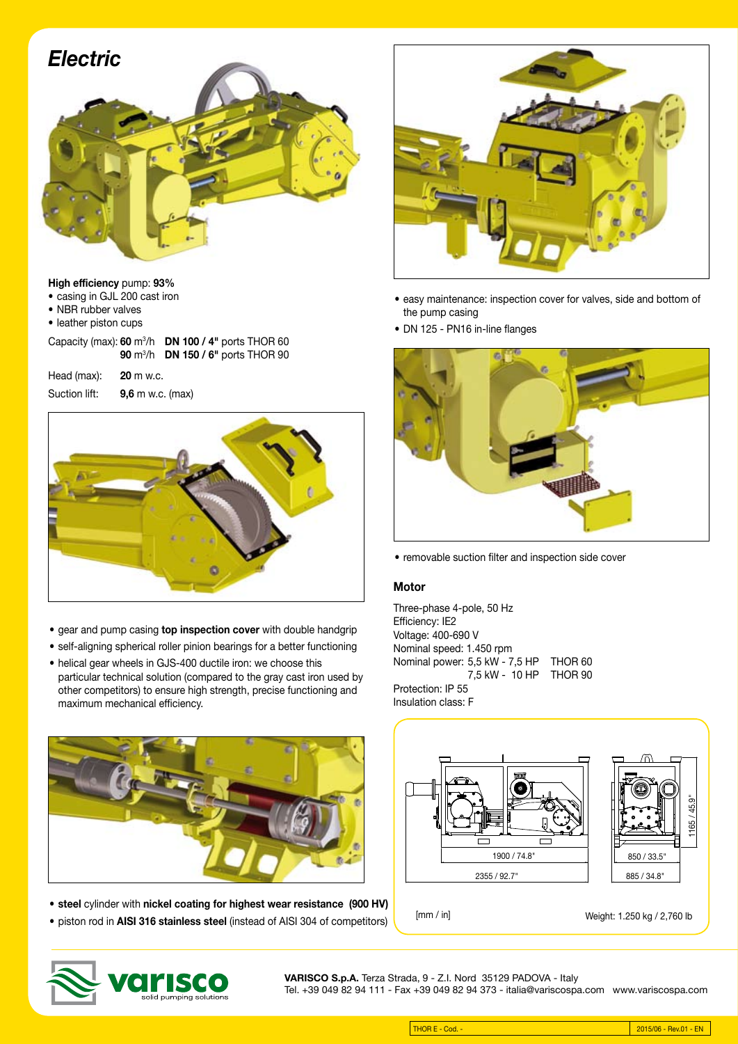# *Electric*

**High efficiency** pump: **93%**

- casing in GJL 200 cast iron
- NBR rubber valves
- leather piston cups

| | | |
|---|---|---|
| Capacity (max): | **60** m³/h | **DN 100 / 4"** ports THOR 60 |
| | **90** m³/h | **DN 150 / 6"** ports THOR 90 |
| Head (max): | **20** m w.c. | |
| Suction lift: | **9,6** m w.c. (max) | |

- gear and pump casing **top inspection cover** with double handgrip
- self-aligning spherical roller pinion bearings for a better functioning
- helical gear wheels in GJS-400 ductile iron: we choose this particular technical solution (compared to the gray cast iron used by other competitors) to ensure high strength, precise functioning and maximum mechanical efficiency.

- **steel** cylinder with **nickel coating for highest wear resistance (900 HV)**
- piston rod in **AISI 316 stainless steel** (instead of AISI 304 of competitors)

- easy maintenance: inspection cover for valves, side and bottom of the pump casing
- DN 125 - PN16 in-line flanges

- removable suction filter and inspection side cover

### Motor

Three-phase 4-pole, 50 Hz
Efficiency: IE2
Voltage: 400-690 V
Nominal speed: 1.450 rpm
Nominal power: 5,5 kW - 7,5 HP THOR 60
7,5 kW - 10 HP THOR 90
Protection: IP 55
Insulation class: F

1900 / 74.8"
2355 / 92.7"
850 / 33.5"
885 / 34.8"
1165 / 45.9"
[mm / in]

Weight: 1.250 kg / 2,760 lb

varisco
solid pumping solutions

**VARISCO S.p.A.** Terza Strada, 9 - Z.I. Nord 35129 PADOVA - Italy
Tel. +39 049 82 94 111 - Fax +39 049 82 94 373 - italia@variscospa.com www.variscospa.com

THOR E - Cod. - 2015/06 - Rev.01 - EN